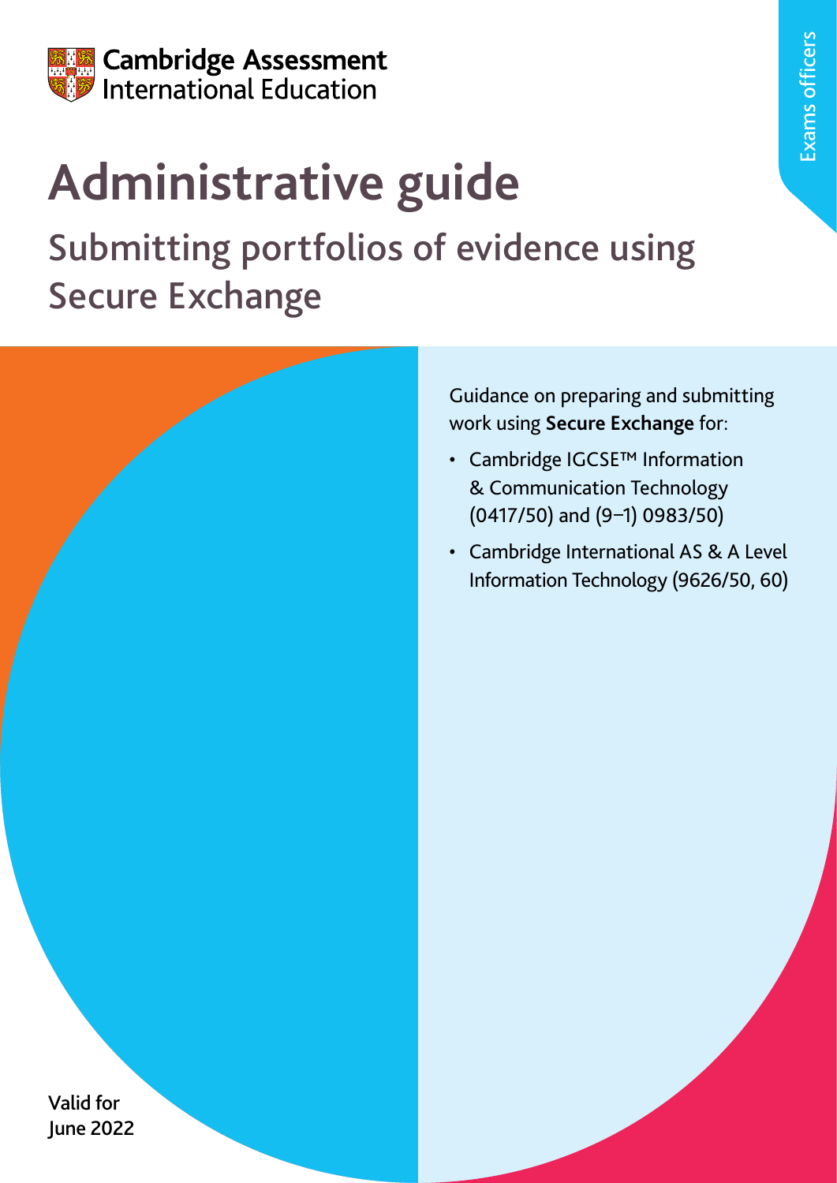Cambridge Assessment International Education

Exams officers

# Administrative guide

## Submitting portfolios of evidence using Secure Exchange

Guidance on preparing and submitting work using **Secure Exchange** for:

- Cambridge IGCSE™ Information & Communication Technology (0417/50) and (9–1) 0983/50)
- Cambridge International AS & A Level Information Technology (9626/50, 60)

Valid for June 2022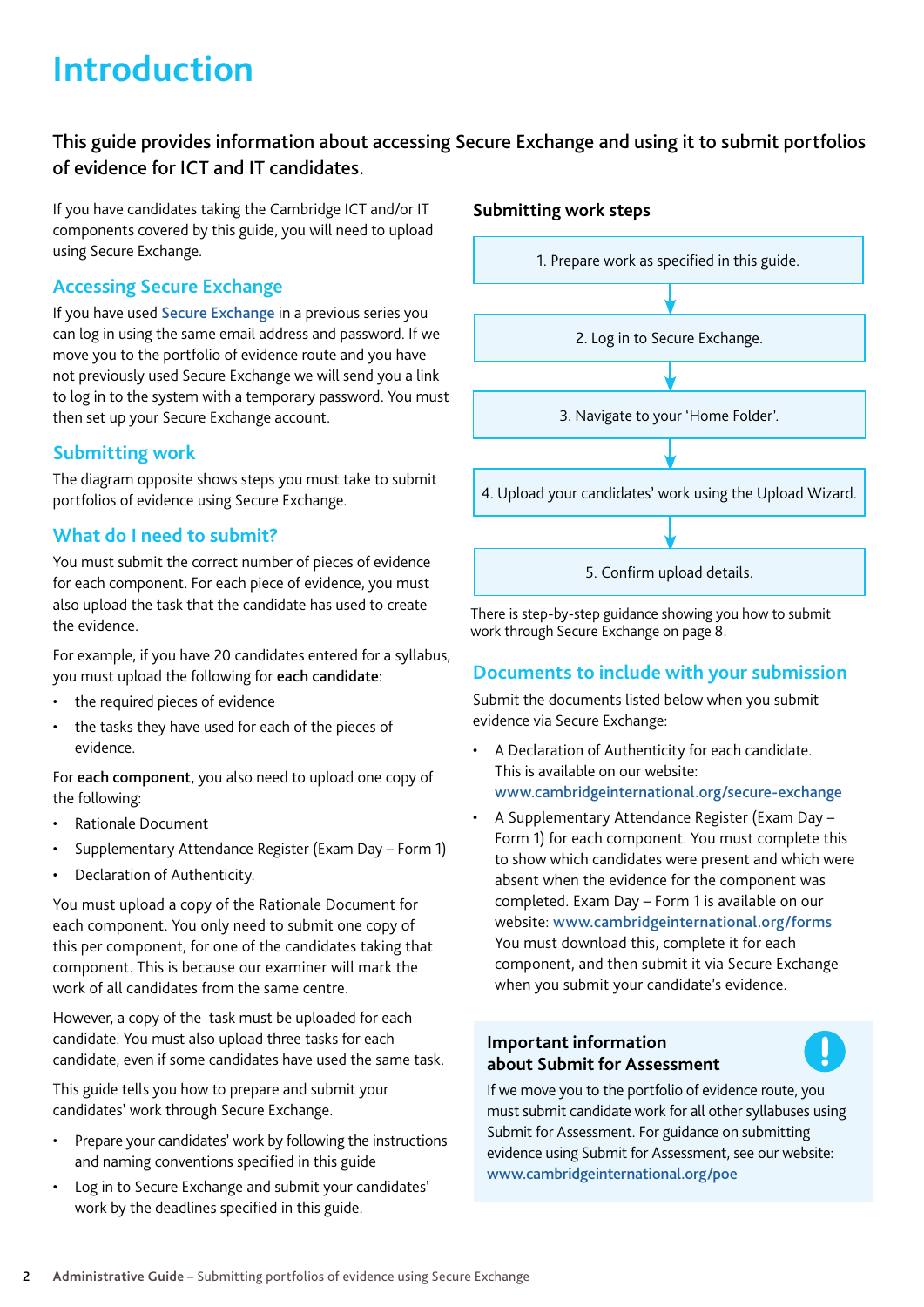# Introduction

**This guide provides information about accessing Secure Exchange and using it to submit portfolios of evidence for ICT and IT candidates.**

If you have candidates taking the Cambridge ICT and/or IT components covered by this guide, you will need to upload using Secure Exchange.

## Accessing Secure Exchange

If you have used Secure Exchange in a previous series you can log in using the same email address and password. If we move you to the portfolio of evidence route and you have not previously used Secure Exchange we will send you a link to log in to the system with a temporary password. You must then set up your Secure Exchange account.

## Submitting work

The diagram opposite shows steps you must take to submit portfolios of evidence using Secure Exchange.

## What do I need to submit?

You must submit the correct number of pieces of evidence for each component. For each piece of evidence, you must also upload the task that the candidate has used to create the evidence.

For example, if you have 20 candidates entered for a syllabus, you must upload the following for **each candidate**:

- the required pieces of evidence
- the tasks they have used for each of the pieces of evidence.

For **each component**, you also need to upload one copy of the following:

- Rationale Document
- Supplementary Attendance Register (Exam Day – Form 1)
- Declaration of Authenticity.

You must upload a copy of the Rationale Document for each component. You only need to submit one copy of this per component, for one of the candidates taking that component. This is because our examiner will mark the work of all candidates from the same centre.

However, a copy of the task must be uploaded for each candidate. You must also upload three tasks for each candidate, even if some candidates have used the same task.

This guide tells you how to prepare and submit your candidates' work through Secure Exchange.

- Prepare your candidates' work by following the instructions and naming conventions specified in this guide
- Log in to Secure Exchange and submit your candidates' work by the deadlines specified in this guide.

### Submitting work steps

1. Prepare work as specified in this guide.
2. Log in to Secure Exchange.
3. Navigate to your 'Home Folder'.
4. Upload your candidates' work using the Upload Wizard.
5. Confirm upload details.

There is step-by-step guidance showing you how to submit work through Secure Exchange on page 8.

## Documents to include with your submission

Submit the documents listed below when you submit evidence via Secure Exchange:

- A Declaration of Authenticity for each candidate. This is available on our website: www.cambridgeinternational.org/secure-exchange
- A Supplementary Attendance Register (Exam Day – Form 1) for each component. You must complete this to show which candidates were present and which were absent when the evidence for the component was completed. Exam Day – Form 1 is available on our website: www.cambridgeinternational.org/forms You must download this, complete it for each component, and then submit it via Secure Exchange when you submit your candidate's evidence.

### Important information about Submit for Assessment

If we move you to the portfolio of evidence route, you must submit candidate work for all other syllabuses using Submit for Assessment. For guidance on submitting evidence using Submit for Assessment, see our website: www.cambridgeinternational.org/poe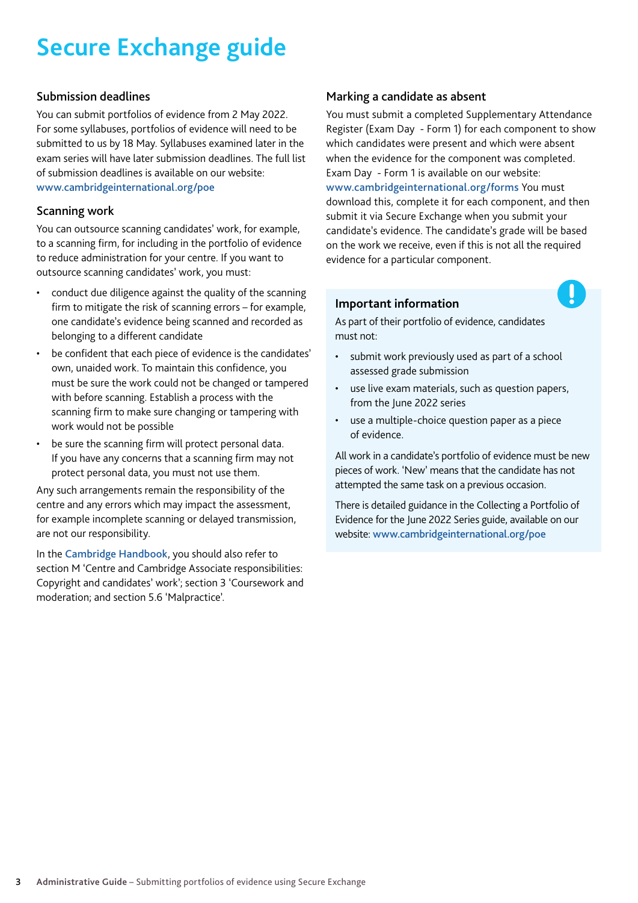# Secure Exchange guide

## Submission deadlines

You can submit portfolios of evidence from 2 May 2022. For some syllabuses, portfolios of evidence will need to be submitted to us by 18 May. Syllabuses examined later in the exam series will have later submission deadlines. The full list of submission deadlines is available on our website: www.cambridgeinternational.org/poe

## Scanning work

You can outsource scanning candidates' work, for example, to a scanning firm, for including in the portfolio of evidence to reduce administration for your centre. If you want to outsource scanning candidates' work, you must:

- conduct due diligence against the quality of the scanning firm to mitigate the risk of scanning errors – for example, one candidate's evidence being scanned and recorded as belonging to a different candidate
- be confident that each piece of evidence is the candidates' own, unaided work. To maintain this confidence, you must be sure the work could not be changed or tampered with before scanning. Establish a process with the scanning firm to make sure changing or tampering with work would not be possible
- be sure the scanning firm will protect personal data. If you have any concerns that a scanning firm may not protect personal data, you must not use them.

Any such arrangements remain the responsibility of the centre and any errors which may impact the assessment, for example incomplete scanning or delayed transmission, are not our responsibility.

In the Cambridge Handbook, you should also refer to section M 'Centre and Cambridge Associate responsibilities: Copyright and candidates' work'; section 3 'Coursework and moderation; and section 5.6 'Malpractice'.

## Marking a candidate as absent

You must submit a completed Supplementary Attendance Register (Exam Day - Form 1) for each component to show which candidates were present and which were absent when the evidence for the component was completed. Exam Day - Form 1 is available on our website: www.cambridgeinternational.org/forms You must download this, complete it for each component, and then submit it via Secure Exchange when you submit your candidate's evidence. The candidate's grade will be based on the work we receive, even if this is not all the required evidence for a particular component.

### Important information

As part of their portfolio of evidence, candidates must not:

- submit work previously used as part of a school assessed grade submission
- use live exam materials, such as question papers, from the June 2022 series
- use a multiple-choice question paper as a piece of evidence.

All work in a candidate's portfolio of evidence must be new pieces of work. 'New' means that the candidate has not attempted the same task on a previous occasion.

There is detailed guidance in the Collecting a Portfolio of Evidence for the June 2022 Series guide, available on our website: www.cambridgeinternational.org/poe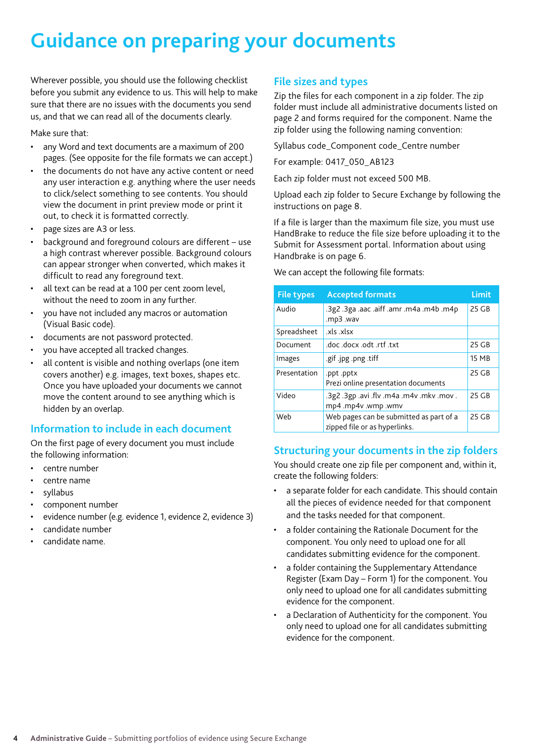# Guidance on preparing your documents

Wherever possible, you should use the following checklist before you submit any evidence to us. This will help to make sure that there are no issues with the documents you send us, and that we can read all of the documents clearly.

Make sure that:

- any Word and text documents are a maximum of 200 pages. (See opposite for the file formats we can accept.)
- the documents do not have any active content or need any user interaction e.g. anything where the user needs to click/select something to see contents. You should view the document in print preview mode or print it out, to check it is formatted correctly.
- page sizes are A3 or less.
- background and foreground colours are different – use a high contrast wherever possible. Background colours can appear stronger when converted, which makes it difficult to read any foreground text.
- all text can be read at a 100 per cent zoom level, without the need to zoom in any further.
- you have not included any macros or automation (Visual Basic code).
- documents are not password protected.
- you have accepted all tracked changes.
- all content is visible and nothing overlaps (one item covers another) e.g. images, text boxes, shapes etc. Once you have uploaded your documents we cannot move the content around to see anything which is hidden by an overlap.

## Information to include in each document

On the first page of every document you must include the following information:

- centre number
- centre name
- syllabus
- component number
- evidence number (e.g. evidence 1, evidence 2, evidence 3)
- candidate number
- candidate name.

## File sizes and types

Zip the files for each component in a zip folder. The zip folder must include all administrative documents listed on page 2 and forms required for the component. Name the zip folder using the following naming convention:

Syllabus code_Component code_Centre number

For example: 0417_050_AB123

Each zip folder must not exceed 500 MB.

Upload each zip folder to Secure Exchange by following the instructions on page 8.

If a file is larger than the maximum file size, you must use HandBrake to reduce the file size before uploading it to the Submit for Assessment portal. Information about using Handbrake is on page 6.

We can accept the following file formats:

| File types | Accepted formats | Limit |
|---|---|---|
| Audio | .3g2 .3ga .aac .aiff .amr .m4a .m4b .m4p .mp3 .wav | 25 GB |
| Spreadsheet | .xls .xlsx | |
| Document | .doc .docx .odt .rtf .txt | 25 GB |
| Images | .gif .jpg .png .tiff | 15 MB |
| Presentation | .ppt .pptx<br>Prezi online presentation documents | 25 GB |
| Video | .3g2 .3gp .avi .flv .m4a .m4v .mkv .mov .mp4 .mp4v .wmp .wmv | 25 GB |
| Web | Web pages can be submitted as part of a zipped file or as hyperlinks. | 25 GB |

## Structuring your documents in the zip folders

You should create one zip file per component and, within it, create the following folders:

- a separate folder for each candidate. This should contain all the pieces of evidence needed for that component and the tasks needed for that component.
- a folder containing the Rationale Document for the component. You only need to upload one for all candidates submitting evidence for the component.
- a folder containing the Supplementary Attendance Register (Exam Day – Form 1) for the component. You only need to upload one for all candidates submitting evidence for the component.
- a Declaration of Authenticity for the component. You only need to upload one for all candidates submitting evidence for the component.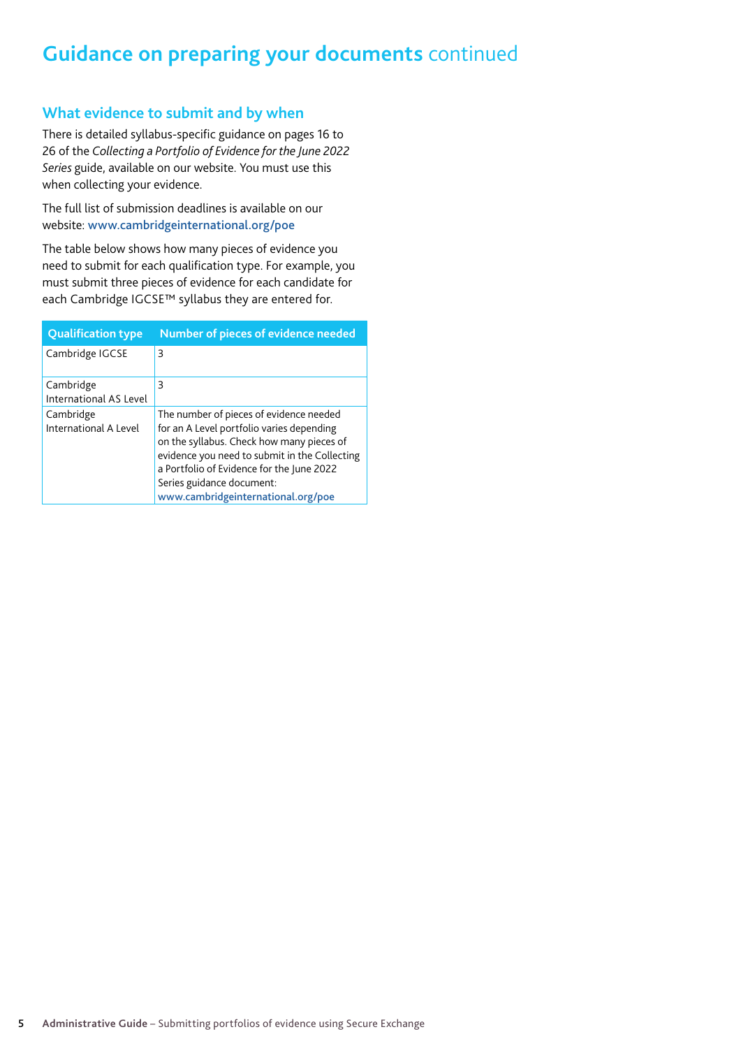# Guidance on preparing your documents continued

## What evidence to submit and by when

There is detailed syllabus-specific guidance on pages 16 to 26 of the *Collecting a Portfolio of Evidence for the June 2022 Series* guide, available on our website. You must use this when collecting your evidence.

The full list of submission deadlines is available on our website: www.cambridgeinternational.org/poe

The table below shows how many pieces of evidence you need to submit for each qualification type. For example, you must submit three pieces of evidence for each candidate for each Cambridge IGCSE™ syllabus they are entered for.

| Qualification type | Number of pieces of evidence needed |
| --- | --- |
| Cambridge IGCSE | 3 |
| Cambridge International AS Level | 3 |
| Cambridge International A Level | The number of pieces of evidence needed for an A Level portfolio varies depending on the syllabus. Check how many pieces of evidence you need to submit in the Collecting a Portfolio of Evidence for the June 2022 Series guidance document: www.cambridgeinternational.org/poe |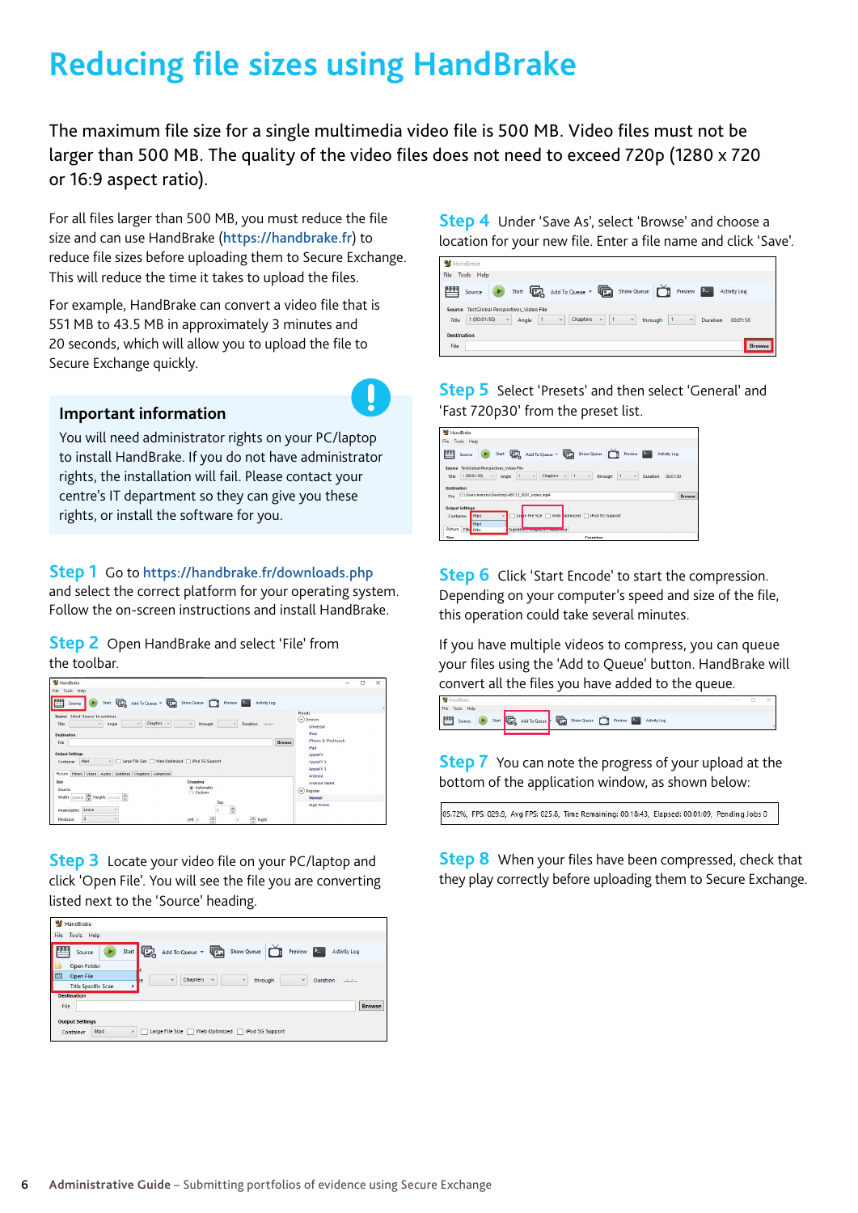# Reducing file sizes using HandBrake

The maximum file size for a single multimedia video file is 500 MB. Video files must not be larger than 500 MB. The quality of the video files does not need to exceed 720p (1280 x 720 or 16:9 aspect ratio).

For all files larger than 500 MB, you must reduce the file size and can use HandBrake (https://handbrake.fr) to reduce file sizes before uploading them to Secure Exchange. This will reduce the time it takes to upload the files.

For example, HandBrake can convert a video file that is 551 MB to 43.5 MB in approximately 3 minutes and 20 seconds, which will allow you to upload the file to Secure Exchange quickly.

### Important information

You will need administrator rights on your PC/laptop to install HandBrake. If you do not have administrator rights, the installation will fail. Please contact your centre's IT department so they can give you these rights, or install the software for you.

**Step 1** Go to https://handbrake.fr/downloads.php and select the correct platform for your operating system. Follow the on-screen instructions and install HandBrake.

**Step 2** Open HandBrake and select 'File' from the toolbar.

**Step 3** Locate your video file on your PC/laptop and click 'Open File'. You will see the file you are converting listed next to the 'Source' heading.

**Step 4** Under 'Save As', select 'Browse' and choose a location for your new file. Enter a file name and click 'Save'.

**Step 5** Select 'Presets' and then select 'General' and 'Fast 720p30' from the preset list.

**Step 6** Click 'Start Encode' to start the compression. Depending on your computer's speed and size of the file, this operation could take several minutes.

If you have multiple videos to compress, you can queue your files using the 'Add to Queue' button. HandBrake will convert all the files you have added to the queue.

**Step 7** You can note the progress of your upload at the bottom of the application window, as shown below:

05.72%, FPS: 029.9, Avg FPS: 025.8, Time Remaining: 00:18:43, Elapsed: 00:01:09, Pending Jobs 0

**Step 8** When your files have been compressed, check that they play correctly before uploading them to Secure Exchange.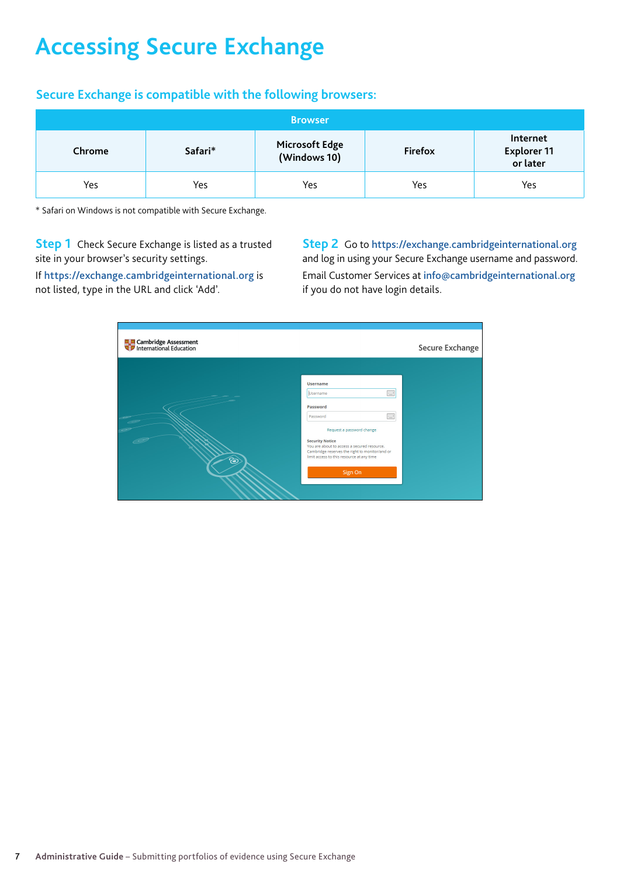# Accessing Secure Exchange

## Secure Exchange is compatible with the following browsers:

| Browser | | | | |
|---|---|---|---|---|
| Chrome | Safari* | Microsoft Edge (Windows 10) | Firefox | Internet Explorer 11 or later |
| Yes | Yes | Yes | Yes | Yes |

\* Safari on Windows is not compatible with Secure Exchange.

**Step 1** Check Secure Exchange is listed as a trusted site in your browser's security settings.

If https://exchange.cambridgeinternational.org is not listed, type in the URL and click 'Add'.

**Step 2** Go to https://exchange.cambridgeinternational.org and log in using your Secure Exchange username and password.

Email Customer Services at info@cambridgeinternational.org if you do not have login details.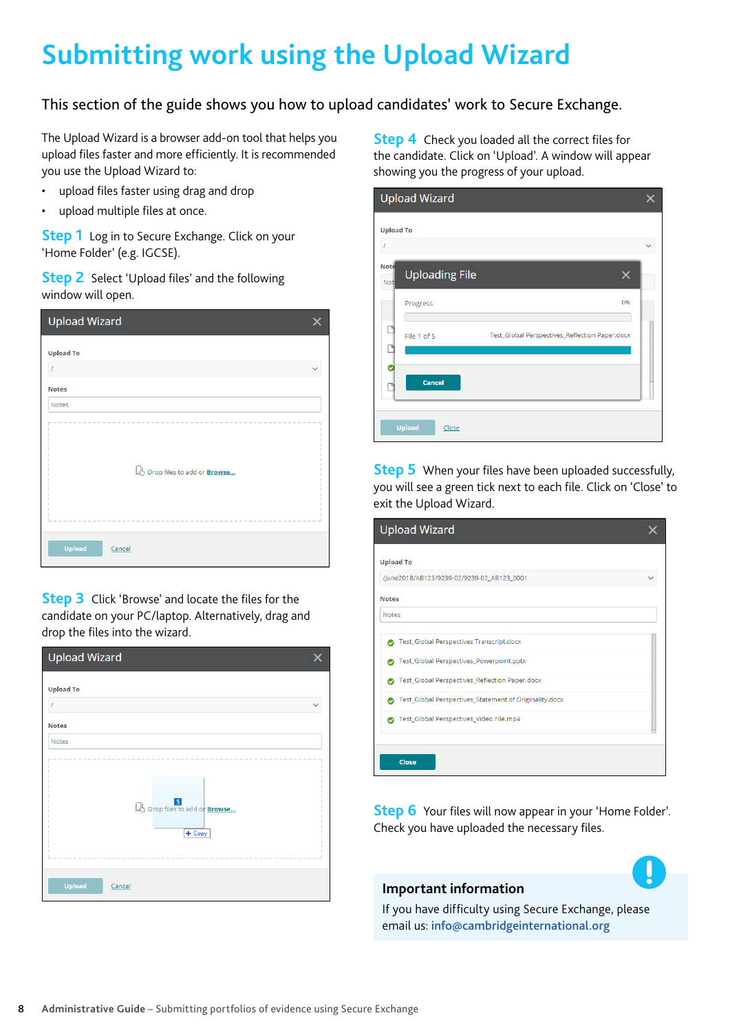# Submitting work using the Upload Wizard

This section of the guide shows you how to upload candidates' work to Secure Exchange.

The Upload Wizard is a browser add-on tool that helps you upload files faster and more efficiently. It is recommended you use the Upload Wizard to:

- upload files faster using drag and drop
- upload multiple files at once.

**Step 1** Log in to Secure Exchange. Click on your 'Home Folder' (e.g. IGCSE).

**Step 2** Select 'Upload files' and the following window will open.

Upload Wizard

Upload To

/

Notes

Notes

Drop files to add or Browse...

Upload Cancel

**Step 3** Click 'Browse' and locate the files for the candidate on your PC/laptop. Alternatively, drag and drop the files into the wizard.

Upload Wizard

Upload To

/

Notes

Notes

Drop files to add or Browse...

+ Copy

Upload Cancel

**Step 4** Check you loaded all the correct files for the candidate. Click on 'Upload'. A window will appear showing you the progress of your upload.

Upload Wizard

Upload To

Uploading File

Progress 0%

File 1 of 5 Test_Global Perspectives_Reflection Paper.docx

Cancel

Upload Close

**Step 5** When your files have been uploaded successfully, you will see a green tick next to each file. Click on 'Close' to exit the Upload Wizard.

Upload Wizard

Upload To

/June2018/AB123/9239-02/9239-02_AB123_0001

Notes

Notes

Test_Global Perspectives Transcript.docx

Test_Global Perspectives_Powerpoint.pptx

Test_Global Perspectives_Reflection Paper.docx

Test_Global Perspectives_Statement of Originality.docx

Test_Global Perspectives_Video File.mp4

Close

**Step 6** Your files will now appear in your 'Home Folder'. Check you have uploaded the necessary files.

## Important information

If you have difficulty using Secure Exchange, please email us: info@cambridgeinternational.org